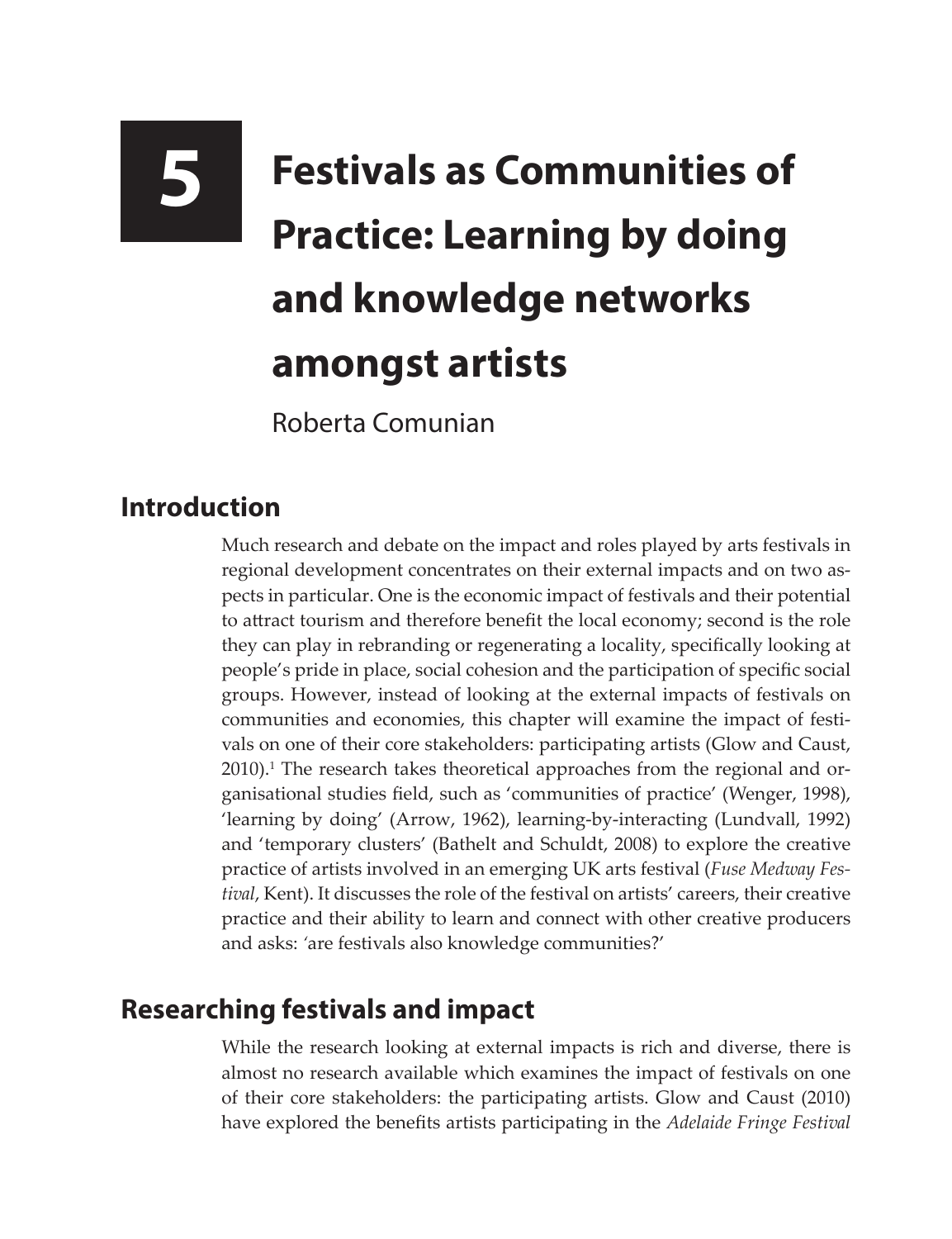# 5 Festivals as Communities of Practice: Learning by doing and knowledge networks amongst artists

Roberta Comunian

## Introduction

Much research and debate on the impact and roles played by arts festivals in regional development concentrates on their external impacts and on two aspects in particular. One is the economic impact of festivals and their potential to attract tourism and therefore benefit the local economy; second is the role they can play in rebranding or regenerating a locality, specifically looking at people's pride in place, social cohesion and the participation of specific social groups. However, instead of looking at the external impacts of festivals on communities and economies, this chapter will examine the impact of festivals on one of their core stakeholders: participating artists (Glow and Caust, 2010).[1] The research takes theoretical approaches from the regional and organisational studies field, such as 'communities of practice' (Wenger, 1998), 'learning by doing' (Arrow, 1962), learning-by-interacting (Lundvall, 1992) and 'temporary clusters' (Bathelt and Schuldt, 2008) to explore the creative practice of artists involved in an emerging UK arts festival (*Fuse Medway Festival*, Kent). It discusses the role of the festival on artists' careers, their creative practice and their ability to learn and connect with other creative producers and asks: 'are festivals also knowledge communities?'

## Researching festivals and impact

While the research looking at external impacts is rich and diverse, there is almost no research available which examines the impact of festivals on one of their core stakeholders: the participating artists. Glow and Caust (2010) have explored the benefits artists participating in the *Adelaide Fringe Festival*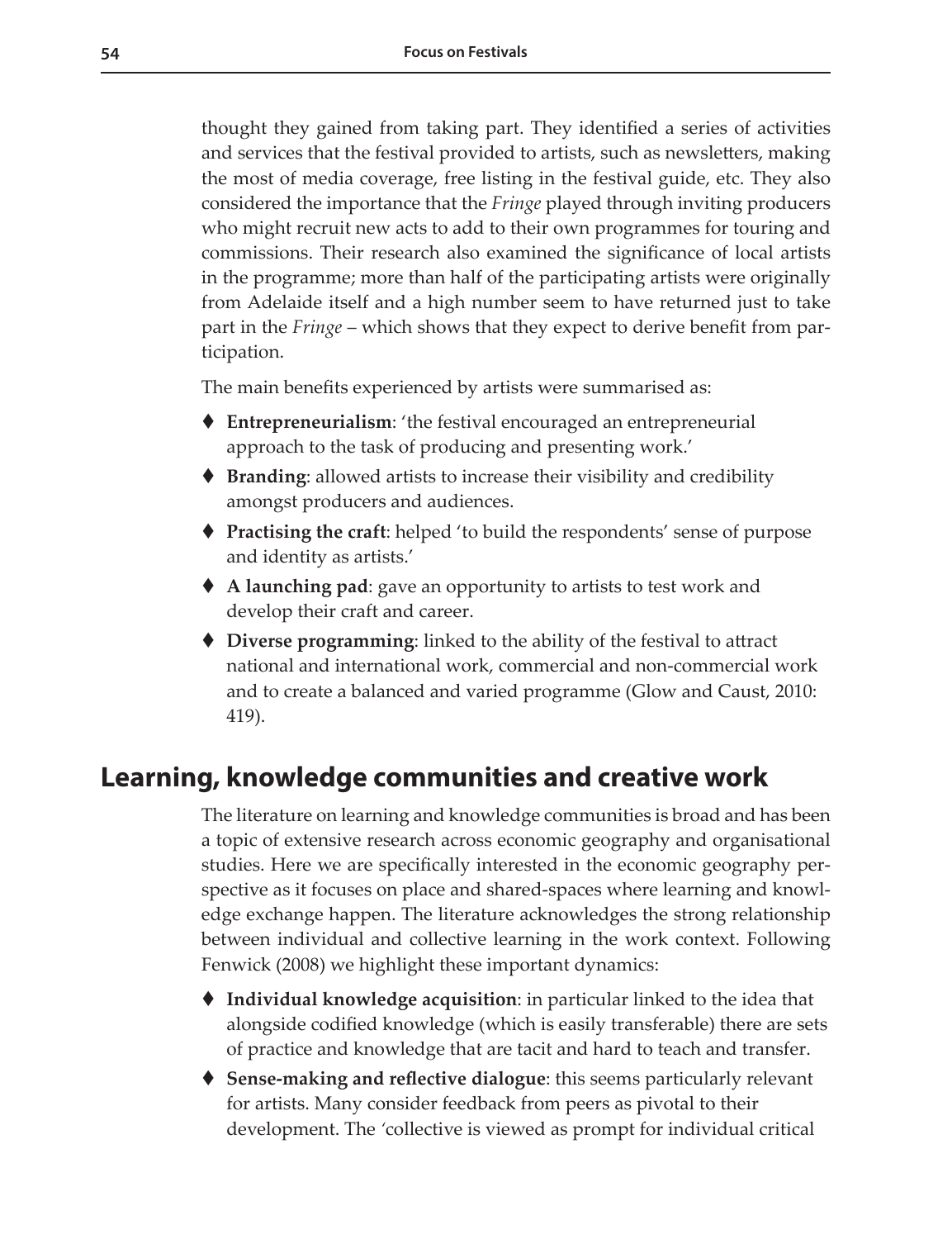thought they gained from taking part. They identified a series of activities and services that the festival provided to artists, such as newsletters, making the most of media coverage, free listing in the festival guide, etc. They also considered the importance that the *Fringe* played through inviting producers who might recruit new acts to add to their own programmes for touring and commissions. Their research also examined the significance of local artists in the programme; more than half of the participating artists were originally from Adelaide itself and a high number seem to have returned just to take part in the *Fringe* – which shows that they expect to derive benefit from participation.

The main benefits experienced by artists were summarised as:

- **Entrepreneurialism**: 'the festival encouraged an entrepreneurial approach to the task of producing and presenting work.'
- **Branding**: allowed artists to increase their visibility and credibility amongst producers and audiences.
- **Practising the craft**: helped 'to build the respondents' sense of purpose and identity as artists.'
- **A launching pad**: gave an opportunity to artists to test work and develop their craft and career.
- **Diverse programming**: linked to the ability of the festival to attract national and international work, commercial and non-commercial work and to create a balanced and varied programme (Glow and Caust, 2010: 419).

## Learning, knowledge communities and creative work

The literature on learning and knowledge communities is broad and has been a topic of extensive research across economic geography and organisational studies. Here we are specifically interested in the economic geography perspective as it focuses on place and shared-spaces where learning and knowledge exchange happen. The literature acknowledges the strong relationship between individual and collective learning in the work context. Following Fenwick (2008) we highlight these important dynamics:

- **Individual knowledge acquisition**: in particular linked to the idea that alongside codified knowledge (which is easily transferable) there are sets of practice and knowledge that are tacit and hard to teach and transfer.
- **Sense-making and reflective dialogue**: this seems particularly relevant for artists. Many consider feedback from peers as pivotal to their development. The 'collective is viewed as prompt for individual critical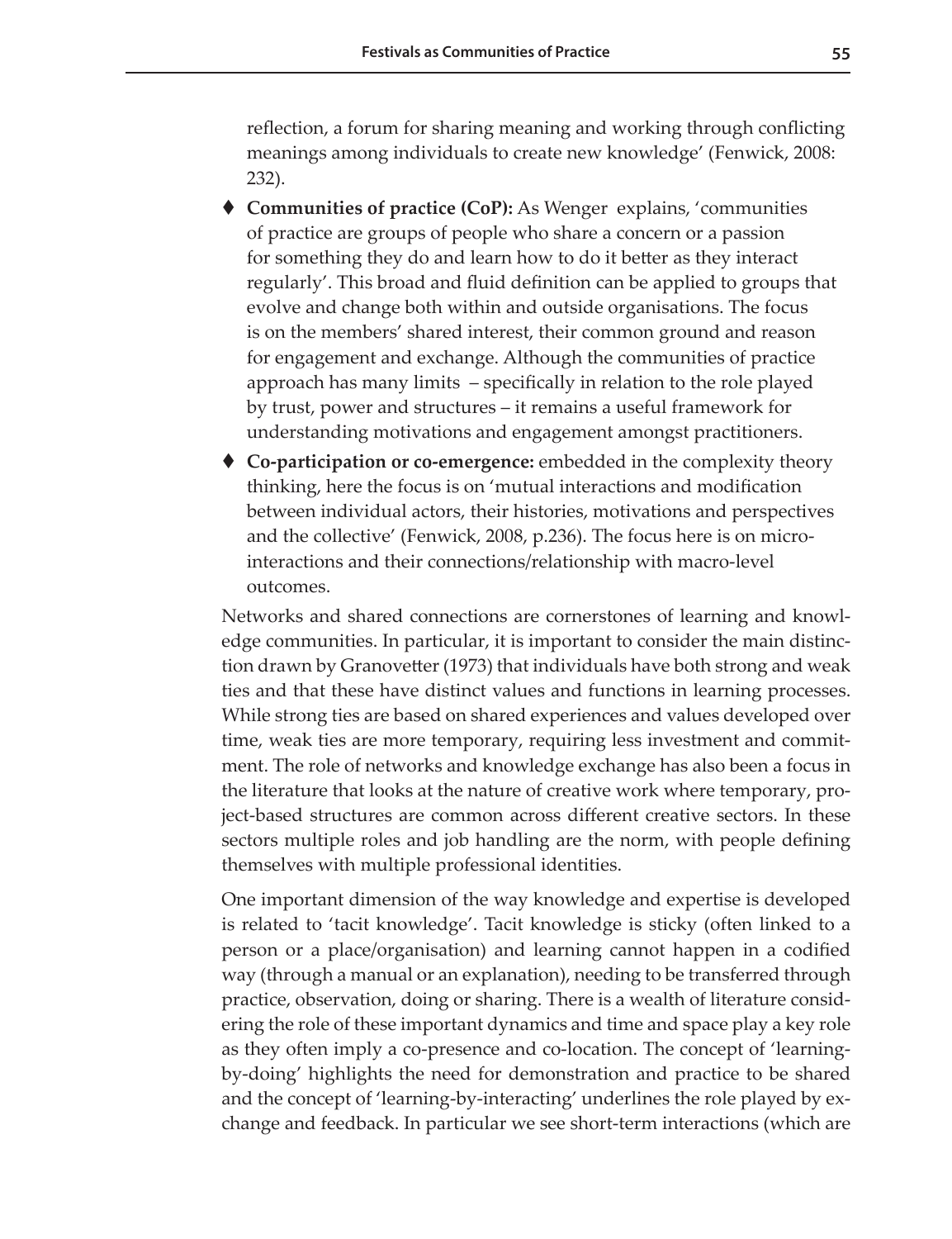reflection, a forum for sharing meaning and working through conflicting meanings among individuals to create new knowledge' (Fenwick, 2008: 232).

- **Communities of practice (CoP):** As Wenger explains, 'communities of practice are groups of people who share a concern or a passion for something they do and learn how to do it better as they interact regularly'. This broad and fluid definition can be applied to groups that evolve and change both within and outside organisations. The focus is on the members' shared interest, their common ground and reason for engagement and exchange. Although the communities of practice approach has many limits – specifically in relation to the role played by trust, power and structures – it remains a useful framework for understanding motivations and engagement amongst practitioners.
- **Co-participation or co-emergence:** embedded in the complexity theory thinking, here the focus is on 'mutual interactions and modification between individual actors, their histories, motivations and perspectives and the collective' (Fenwick, 2008, p.236). The focus here is on micro-interactions and their connections/relationship with macro-level outcomes.

Networks and shared connections are cornerstones of learning and knowledge communities. In particular, it is important to consider the main distinction drawn by Granovetter (1973) that individuals have both strong and weak ties and that these have distinct values and functions in learning processes. While strong ties are based on shared experiences and values developed over time, weak ties are more temporary, requiring less investment and commitment. The role of networks and knowledge exchange has also been a focus in the literature that looks at the nature of creative work where temporary, project-based structures are common across different creative sectors. In these sectors multiple roles and job handling are the norm, with people defining themselves with multiple professional identities.

One important dimension of the way knowledge and expertise is developed is related to 'tacit knowledge'. Tacit knowledge is sticky (often linked to a person or a place/organisation) and learning cannot happen in a codified way (through a manual or an explanation), needing to be transferred through practice, observation, doing or sharing. There is a wealth of literature considering the role of these important dynamics and time and space play a key role as they often imply a co-presence and co-location. The concept of 'learning-by-doing' highlights the need for demonstration and practice to be shared and the concept of 'learning-by-interacting' underlines the role played by exchange and feedback. In particular we see short-term interactions (which are